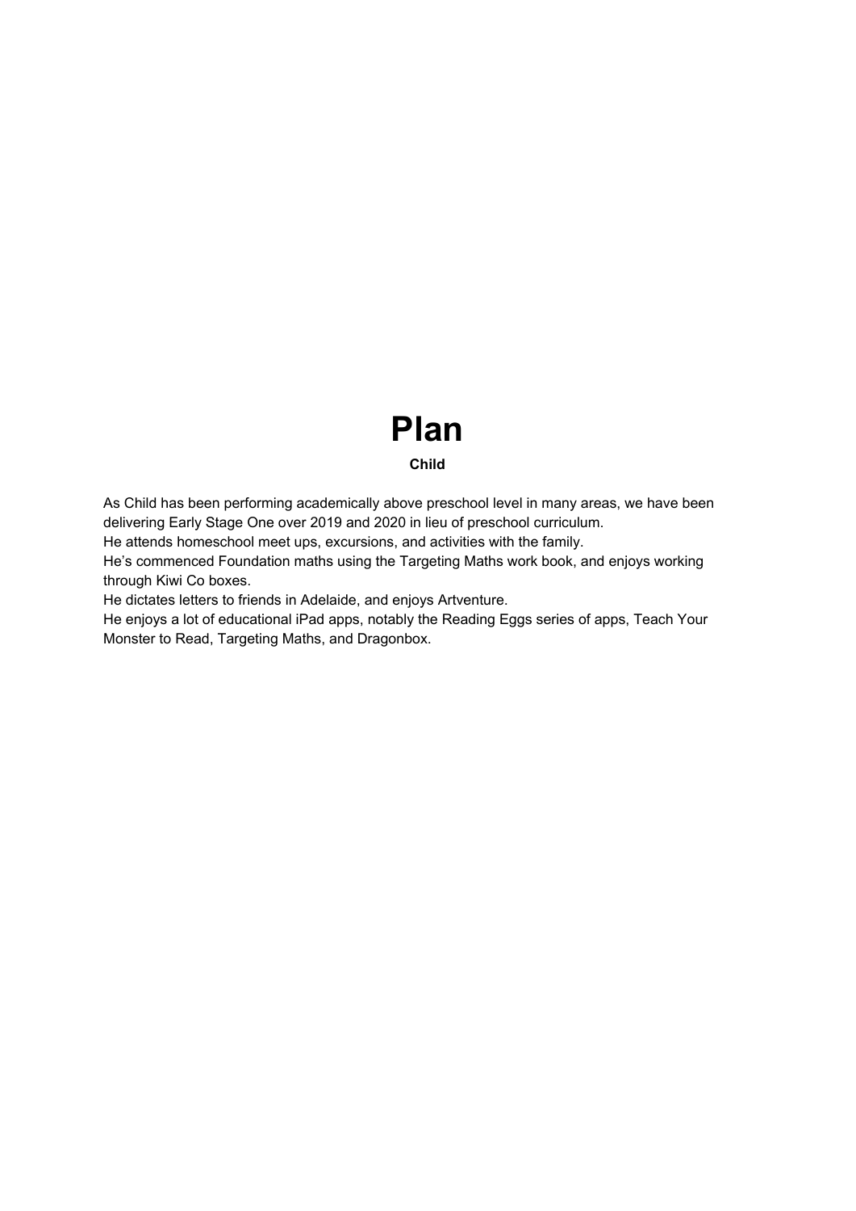# Plan

**Child**

As Child has been performing academically above preschool level in many areas, we have been delivering Early Stage One over 2019 and 2020 in lieu of preschool curriculum.
He attends homeschool meet ups, excursions, and activities with the family.
He's commenced Foundation maths using the Targeting Maths work book, and enjoys working through Kiwi Co boxes.
He dictates letters to friends in Adelaide, and enjoys Artventure.
He enjoys a lot of educational iPad apps, notably the Reading Eggs series of apps, Teach Your Monster to Read, Targeting Maths, and Dragonbox.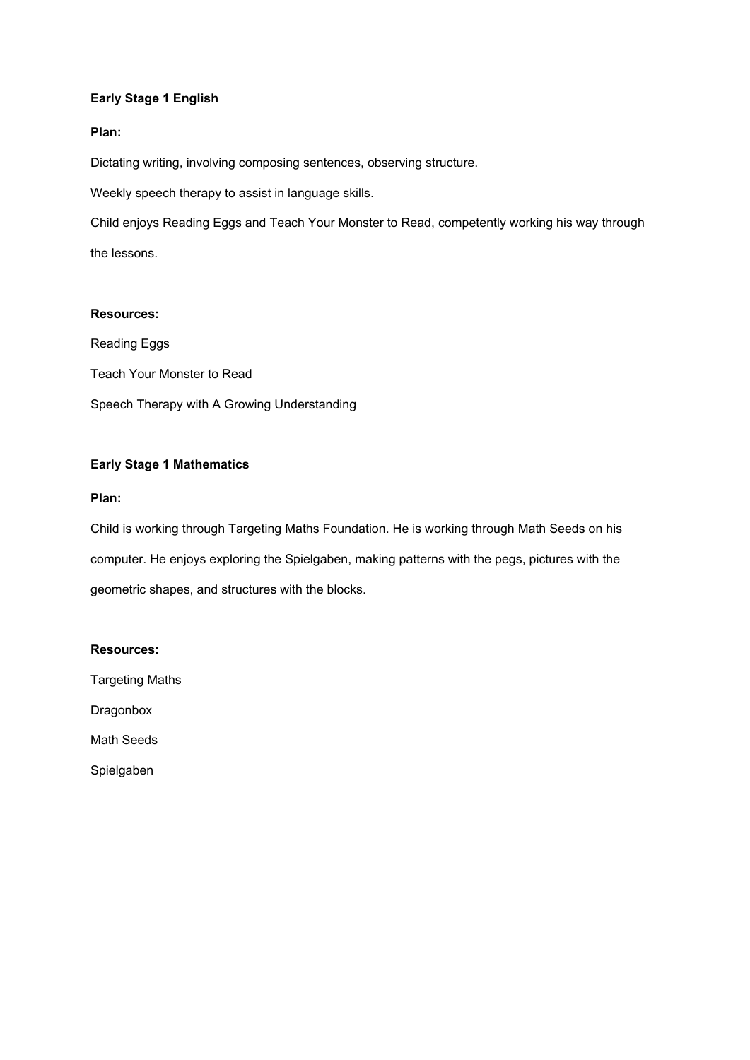**Early Stage 1 English**

**Plan:**

Dictating writing, involving composing sentences, observing structure.

Weekly speech therapy to assist in language skills.

Child enjoys Reading Eggs and Teach Your Monster to Read, competently working his way through the lessons.

**Resources:**

Reading Eggs

Teach Your Monster to Read

Speech Therapy with A Growing Understanding

**Early Stage 1 Mathematics**

**Plan:**

Child is working through Targeting Maths Foundation. He is working through Math Seeds on his computer. He enjoys exploring the Spielgaben, making patterns with the pegs, pictures with the geometric shapes, and structures with the blocks.

**Resources:**

Targeting Maths

Dragonbox

Math Seeds

Spielgaben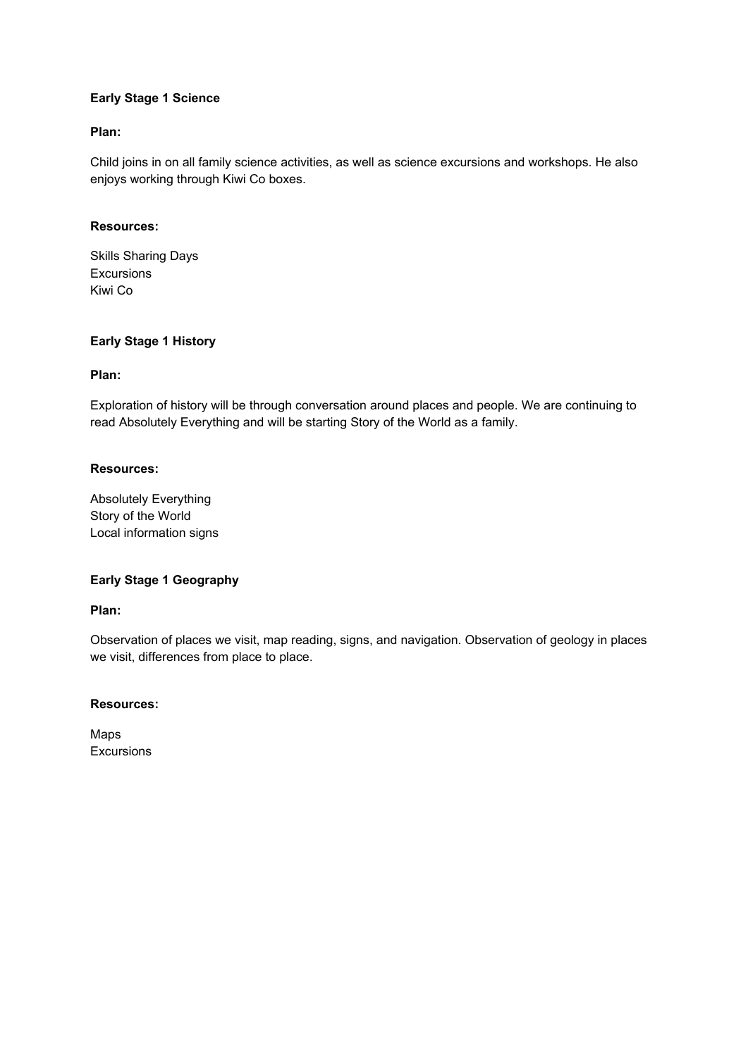**Early Stage 1 Science**

**Plan:**

Child joins in on all family science activities, as well as science excursions and workshops. He also enjoys working through Kiwi Co boxes.

**Resources:**

Skills Sharing Days
Excursions
Kiwi Co

**Early Stage 1 History**

**Plan:**

Exploration of history will be through conversation around places and people. We are continuing to read Absolutely Everything and will be starting Story of the World as a family.

**Resources:**

Absolutely Everything
Story of the World
Local information signs

**Early Stage 1 Geography**

**Plan:**

Observation of places we visit, map reading, signs, and navigation. Observation of geology in places we visit, differences from place to place.

**Resources:**

Maps
Excursions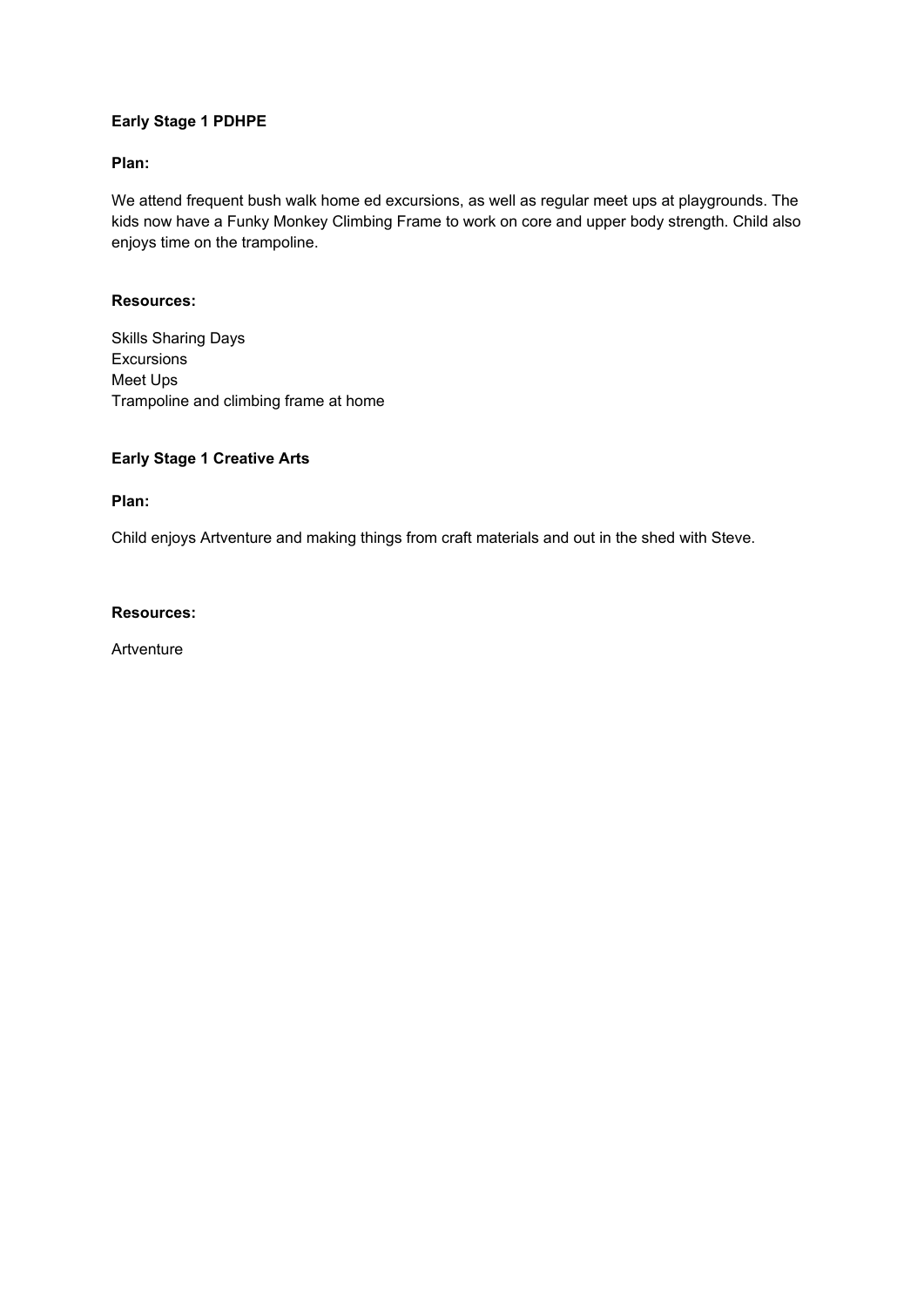**Early Stage 1 PDHPE**

**Plan:**

We attend frequent bush walk home ed excursions, as well as regular meet ups at playgrounds. The kids now have a Funky Monkey Climbing Frame to work on core and upper body strength. Child also enjoys time on the trampoline.

**Resources:**

Skills Sharing Days
Excursions
Meet Ups
Trampoline and climbing frame at home

**Early Stage 1 Creative Arts**

**Plan:**

Child enjoys Artventure and making things from craft materials and out in the shed with Steve.

**Resources:**

Artventure